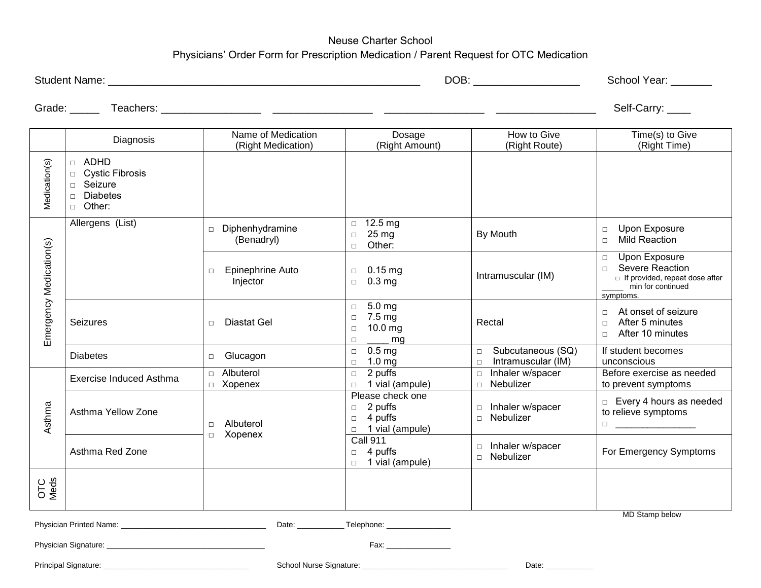# Neuse Charter School

## Physicians' Order Form for Prescription Medication / Parent Request for OTC Medication

Student Name: ______________________________________________________ DOB: __________________ School Year: _______

Grade: _____ Teachers: _________________ _________________ _________________ _________________ Self-Carry: ____

| | Diagnosis | Name of Medication (Right Medication) | Dosage (Right Amount) | How to Give (Right Route) | Time(s) to Give (Right Time) |
|---|---|---|---|---|---|
| Medication(s) | □ ADHD<br>□ Cystic Fibrosis<br>□ Seizure<br>□ Diabetes<br>□ Other: | | | | |
| Emergency Medication(s) | Allergens (List) | □ Diphenhydramine (Benadryl) | □ 12.5 mg<br>□ 25 mg<br>□ Other: | By Mouth | □ Upon Exposure<br>□ Mild Reaction |
| | | □ Epinephrine Auto Injector | □ 0.15 mg<br>□ 0.3 mg | Intramuscular (IM) | □ Upon Exposure<br>□ Severe Reaction<br>□ If provided, repeat dose after _____ min for continued symptoms. |
| | Seizures | □ Diastat Gel | □ 5.0 mg<br>□ 7.5 mg<br>□ 10.0 mg<br>□ ____ mg | Rectal | □ At onset of seizure<br>□ After 5 minutes<br>□ After 10 minutes |
| | Diabetes | □ Glucagon | □ 0.5 mg<br>□ 1.0 mg | □ Subcutaneous (SQ)<br>□ Intramuscular (IM) | If student becomes unconscious |
| Asthma | Exercise Induced Asthma | □ Albuterol<br>□ Xopenex | □ 2 puffs<br>□ 1 vial (ampule) | □ Inhaler w/spacer<br>□ Nebulizer | Before exercise as needed to prevent symptoms |
| | Asthma Yellow Zone | □ Albuterol<br>□ Xopenex | Please check one<br>□ 2 puffs<br>□ 4 puffs<br>□ 1 vial (ampule) | □ Inhaler w/spacer<br>□ Nebulizer | □ Every 4 hours as needed to relieve symptoms<br>□ _______________ |
| | Asthma Red Zone | | Call 911<br>□ 4 puffs<br>□ 1 vial (ampule) | □ Inhaler w/spacer<br>□ Nebulizer | For Emergency Symptoms |
| OTC Meds | | | | | |

MD Stamp below

Physician Printed Name: _________________________________ Date: ___________ Telephone: _______________

Physician Signature: ____________________________________ Fax: _______________

Principal Signature: _________________________________ School Nurse Signature: __________________________________ Date: ___________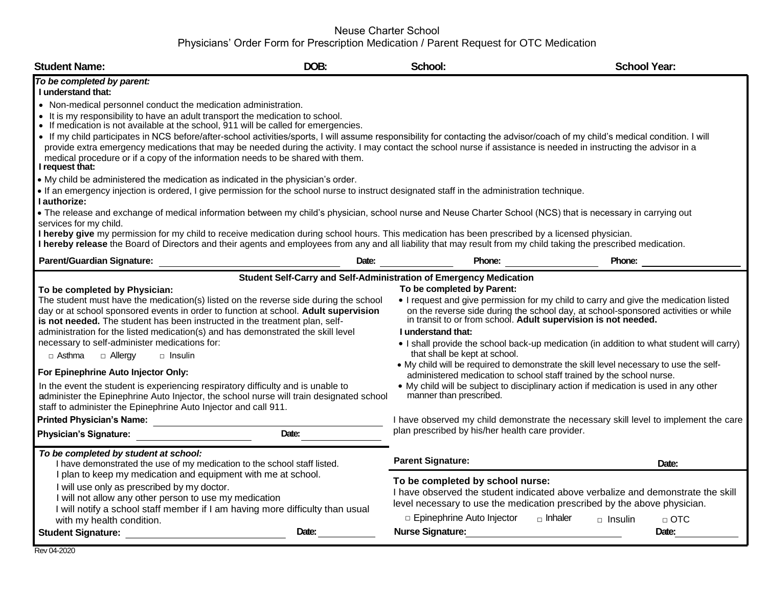Neuse Charter School

Physicians' Order Form for Prescription Medication / Parent Request for OTC Medication

**Student Name:** **DOB:** **School:** **School Year:**

*To be completed by parent:*

**I understand that:**

- Non-medical personnel conduct the medication administration.
- It is my responsibility to have an adult transport the medication to school.
- If medication is not available at the school, 911 will be called for emergencies.
- If my child participates in NCS before/after-school activities/sports, I will assume responsibility for contacting the advisor/coach of my child's medical condition. I will provide extra emergency medications that may be needed during the activity. I may contact the school nurse if assistance is needed in instructing the advisor in a medical procedure or if a copy of the information needs to be shared with them.

**I request that:**

- My child be administered the medication as indicated in the physician's order.
- If an emergency injection is ordered, I give permission for the school nurse to instruct designated staff in the administration technique.

**I authorize:**

- The release and exchange of medical information between my child's physician, school nurse and Neuse Charter School (NCS) that is necessary in carrying out services for my child.

**I hereby give** my permission for my child to receive medication during school hours. This medication has been prescribed by a licensed physician.

**I hereby release** the Board of Directors and their agents and employees from any and all liability that may result from my child taking the prescribed medication.

**Parent/Guardian Signature:** ____________________ **Date:** __________ **Phone:** __________ **Phone:** __________

## Student Self-Carry and Self-Administration of Emergency Medication

**To be completed by Physician:**

The student must have the medication(s) listed on the reverse side during the school day or at school sponsored events in order to function at school. **Adult supervision is not needed.** The student has been instructed in the treatment plan, self-administration for the listed medication(s) and has demonstrated the skill level necessary to self-administer medications for:

□ Asthma □ Allergy □ Insulin

**For Epinephrine Auto Injector Only:**

In the event the student is experiencing respiratory difficulty and is unable to administer the Epinephrine Auto Injector, the school nurse will train designated school staff to administer the Epinephrine Auto Injector and call 911.

**Printed Physician's Name:** ____________________

**Physician's Signature:** ____________________ **Date:** __________

**To be completed by Parent:**

- I request and give permission for my child to carry and give the medication listed on the reverse side during the school day, at school-sponsored activities or while in transit to or from school. **Adult supervision is not needed.**

**I understand that:**

- I shall provide the school back-up medication (in addition to what student will carry) that shall be kept at school.
- My child will be required to demonstrate the skill level necessary to use the self-administered medication to school staff trained by the school nurse.
- My child will be subject to disciplinary action if medication is used in any other manner than prescribed.

I have observed my child demonstrate the necessary skill level to implement the care plan prescribed by his/her health care provider.

**Parent Signature:** ____________________ **Date:** __________

*To be completed by student at school:*

I have demonstrated the use of my medication to the school staff listed.

I plan to keep my medication and equipment with me at school.

I will use only as prescribed by my doctor.

I will not allow any other person to use my medication

I will notify a school staff member if I am having more difficulty than usual with my health condition.

**Student Signature:** ____________________ **Date:** __________

**To be completed by school nurse:**

I have observed the student indicated above verbalize and demonstrate the skill level necessary to use the medication prescribed by the above physician.

□ Epinephrine Auto Injector □ Inhaler □ Insulin □ OTC

**Nurse Signature:** ____________________ **Date:** __________

Rev 04-2020